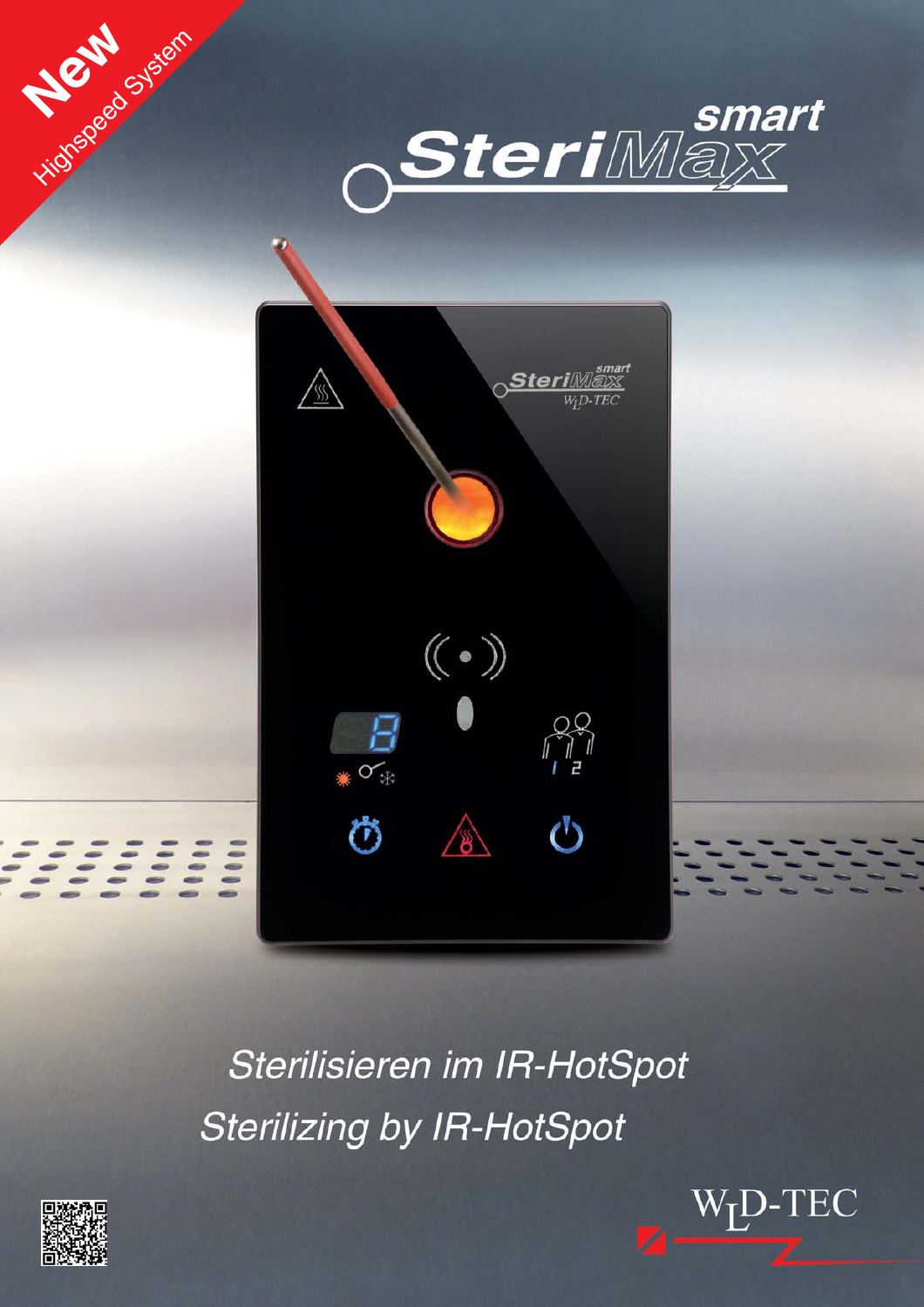New

Highspeed System

# smart SteriMax

Sterilisieren im IR-HotSpot

Sterilizing by IR-HotSpot

WLD-TEC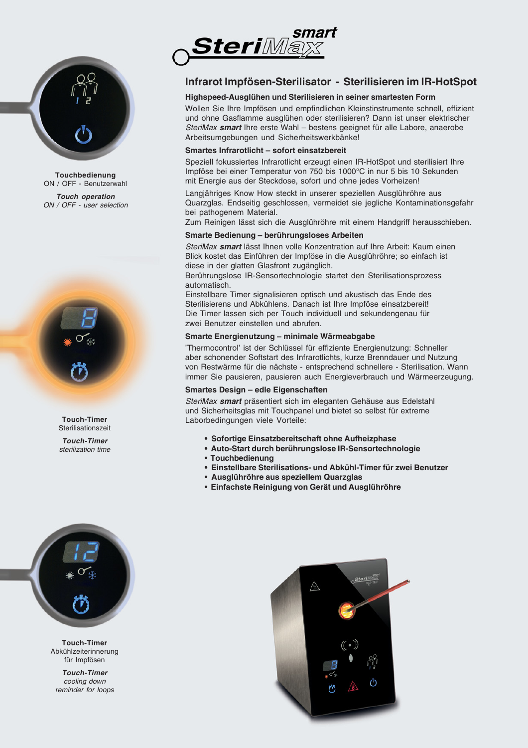# SteriMax smart

## Infrarot Impfösen-Sterilisator - Sterilisieren im IR-HotSpot

### Highspeed-Ausglühen und Sterilisieren in seiner smartesten Form

Wollen Sie Ihre Impfösen und empfindlichen Kleinstinstrumente schnell, effizient und ohne Gasflamme ausglühen oder sterilisieren? Dann ist unser elektrischer *SteriMax **smart*** Ihre erste Wahl – bestens geeignet für alle Labore, anaerobe Arbeitsumgebungen und Sicherheitswerkbänke!

### Smartes Infrarotlicht – sofort einsatzbereit

Speziell fokussiertes Infrarotlicht erzeugt einen IR-HotSpot und sterilisiert Ihre Impföse bei einer Temperatur von 750 bis 1000°C in nur 5 bis 10 Sekunden mit Energie aus der Steckdose, sofort und ohne jedes Vorheizen!

Langjähriges Know How steckt in unserer speziellen Ausglühröhre aus Quarzglas. Endseitig geschlossen, vermeidet sie jegliche Kontaminationsgefahr bei pathogenem Material.
Zum Reinigen lässt sich die Ausglühröhre mit einem Handgriff herausschieben.

### Smarte Bedienung – berührungsloses Arbeiten

*SteriMax **smart*** lässt Ihnen volle Konzentration auf Ihre Arbeit: Kaum einen Blick kostet das Einführen der Impföse in die Ausglühröhre; so einfach ist diese in der glatten Glasfront zugänglich.
Berührungslose IR-Sensortechnologie startet den Sterilisationsprozess automatisch.
Einstellbare Timer signalisieren optisch und akustisch das Ende des Sterilisierens und Abkühlens. Danach ist Ihre Impföse einsatzbereit!
Die Timer lassen sich per Touch individuell und sekundengenau für zwei Benutzer einstellen und abrufen.

### Smarte Energienutzung – minimale Wärmeabgabe

'Thermocontrol' ist der Schlüssel für effiziente Energienutzung: Schneller aber schonender Softstart des Infrarotlichts, kurze Brenndauer und Nutzung von Restwärme für die nächste - entsprechend schnellere - Sterilisation. Wann immer Sie pausieren, pausieren auch Energieverbrauch und Wärmeerzeugung.

### Smartes Design – edle Eigenschaften

*SteriMax **smart*** präsentiert sich im eleganten Gehäuse aus Edelstahl und Sicherheitsglas mit Touchpanel und bietet so selbst für extreme Laborbedingungen viele Vorteile:

- **Sofortige Einsatzbereitschaft ohne Aufheizphase**
- **Auto-Start durch berührungslose IR-Sensortechnologie**
- **Touchbedienung**
- **Einstellbare Sterilisations- und Abkühl-Timer für zwei Benutzer**
- **Ausglühröhre aus speziellem Quarzglas**
- **Einfachste Reinigung von Gerät und Ausglühröhre**

**Touchbedienung**
ON / OFF - Benutzerwahl

***Touch operation***
*ON / OFF - user selection*

**Touch-Timer**
Sterilisationszeit

***Touch-Timer***
*sterilization time*

**Touch-Timer**
Abkühlzeiterinnerung für Impfösen

***Touch-Timer***
*cooling down reminder for loops*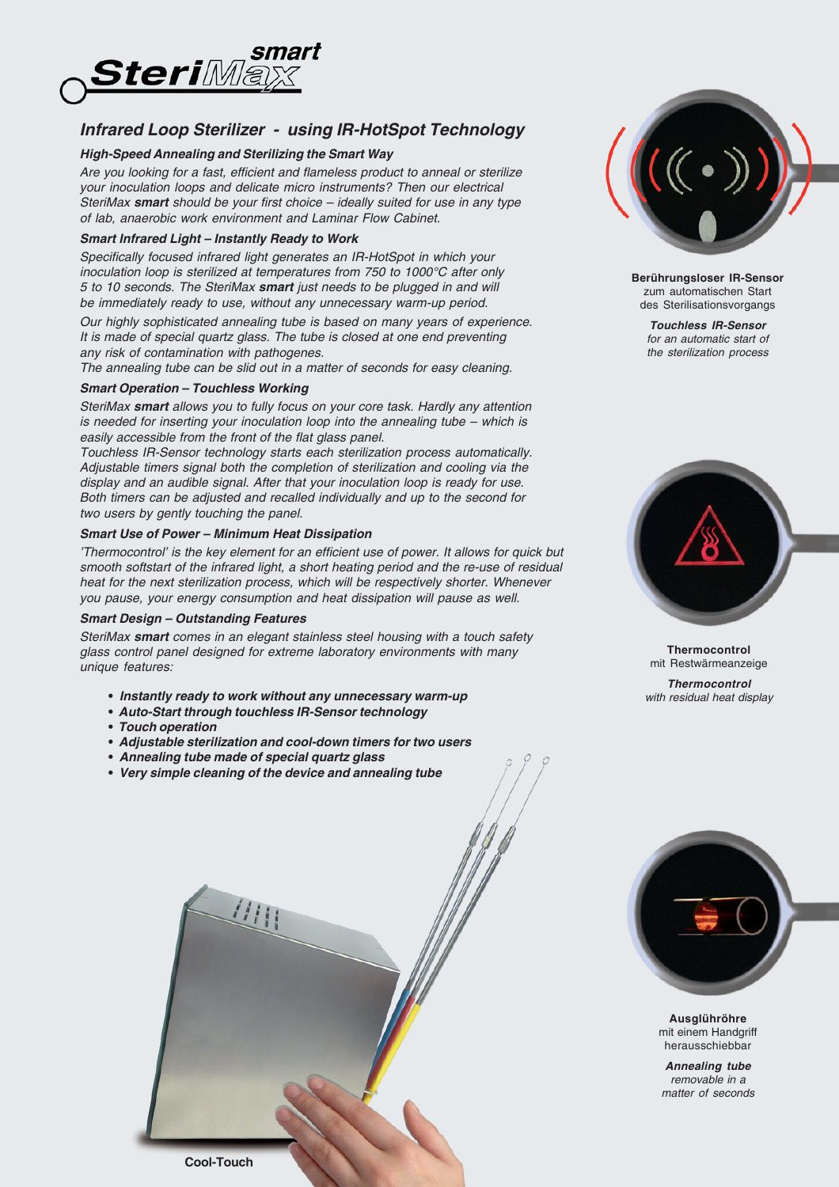# SteriMax smart

## Infrared Loop Sterilizer - using IR-HotSpot Technology

### High-Speed Annealing and Sterilizing the Smart Way

*Are you looking for a fast, efficient and flameless product to anneal or sterilize your inoculation loops and delicate micro instruments? Then our electrical SteriMax **smart** should be your first choice – ideally suited for use in any type of lab, anaerobic work environment and Laminar Flow Cabinet.*

### Smart Infrared Light – Instantly Ready to Work

*Specifically focused infrared light generates an IR-HotSpot in which your inoculation loop is sterilized at temperatures from 750 to 1000°C after only 5 to 10 seconds. The SteriMax **smart** just needs to be plugged in and will be immediately ready to use, without any unnecessary warm-up period.*

*Our highly sophisticated annealing tube is based on many years of experience. It is made of special quartz glass. The tube is closed at one end preventing any risk of contamination with pathogenes.*
*The annealing tube can be slid out in a matter of seconds for easy cleaning.*

### Smart Operation – Touchless Working

*SteriMax **smart** allows you to fully focus on your core task. Hardly any attention is needed for inserting your inoculation loop into the annealing tube – which is easily accessible from the front of the flat glass panel.*
*Touchless IR-Sensor technology starts each sterilization process automatically. Adjustable timers signal both the completion of sterilization and cooling via the display and an audible signal. After that your inoculation loop is ready for use. Both timers can be adjusted and recalled individually and up to the second for two users by gently touching the panel.*

### Smart Use of Power – Minimum Heat Dissipation

*'Thermocontrol' is the key element for an efficient use of power. It allows for quick but smooth softstart of the infrared light, a short heating period and the re-use of residual heat for the next sterilization process, which will be respectively shorter. Whenever you pause, your energy consumption and heat dissipation will pause as well.*

### Smart Design – Outstanding Features

*SteriMax **smart** comes in an elegant stainless steel housing with a touch safety glass control panel designed for extreme laboratory environments with many unique features:*

- ***Instantly ready to work without any unnecessary warm-up***
- ***Auto-Start through touchless IR-Sensor technology***
- ***Touch operation***
- ***Adjustable sterilization and cool-down timers for two users***
- ***Annealing tube made of special quartz glass***
- ***Very simple cleaning of the device and annealing tube***

**Berührungsloser IR-Sensor**
zum automatischen Start des Sterilisationsvorgangs

***Touchless IR-Sensor***
*for an automatic start of the sterilization process*

**Thermocontrol**
mit Restwärmeanzeige

***Thermocontrol***
*with residual heat display*

**Ausglühröhre**
mit einem Handgriff herausschiebbar

***Annealing tube***
*removable in a matter of seconds*

**Cool-Touch**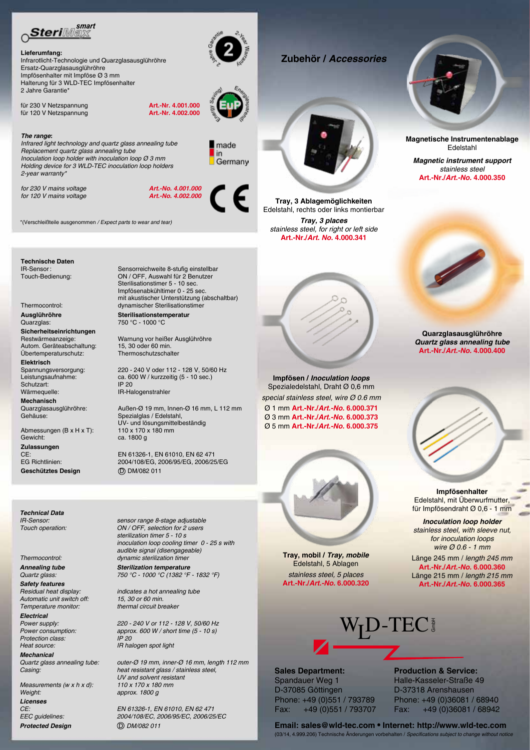SteriMax smart

**Lieferumfang:**
Infrarotlicht-Technologie und Quarzglasausglühröhre
Ersatz-Quarzglasausglühröhre
Impfösenhalter mit Impföse Ø 3 mm
Halterung für 3 WLD-TEC Impfösenhalter
2 Jahre Garantie*

| | |
|---|---|
| für 230 V Netzspannung | Art.-Nr. 4.001.000 |
| für 120 V Netzspannung | Art.-Nr. 4.002.000 |

2 Jahre Garantie / 2-Year Warranty

Energy Saving! EuP Energiesparend!

made in Germany

CE

***The range:***
*Infrared light technology and quartz glass annealing tube*
*Replacement quartz glass annealing tube*
*Inoculation loop holder with inoculation loop Ø 3 mm*
*Holding device for 3 WLD-TEC inoculation loop holders*
*2-year warranty**

| | |
|---|---|
| *for 230 V mains voltage* | *Art.-No. 4.001.000* |
| *for 120 V mains voltage* | *Art.-No. 4.002.000* |

*(Verschleißteile ausgenommen / *Expect parts to wear and tear*)

**Technische Daten**

| | |
|---|---|
| IR-Sensor: | Sensorreichweite 8-stufig einstellbar |
| Touch-Bedienung: | ON / OFF, Auswahl für 2 Benutzer<br>Sterilisationstimer 5 - 10 sec.<br>Impfösenabkühltimer 0 - 25 sec.<br>mit akustischer Unterstützung (abschaltbar) |
| Thermocontrol: | dynamischer Sterilisationstimer |
| **Ausglühröhre** | **Sterilisationstemperatur** |
| Quarzglas: | 750 °C - 1000 °C |
| **Sicherheitseinrichtungen** | |
| Restwärmeanzeige: | Warnung vor heißer Ausglühröhre |
| Autom. Geräteabschaltung: | 15, 30 oder 60 min. |
| Übertemperaturschutz: | Thermoschutzschalter |
| **Elektrisch** | |
| Spannungsversorgung: | 220 - 240 V oder 112 - 128 V, 50/60 Hz |
| Leistungsaufnahme: | ca. 600 W / kurzzeitig (5 - 10 sec.) |
| Schutzart: | IP 20 |
| Wärmequelle: | IR-Halogenstrahler |
| **Mechanisch** | |
| Quarzglasausglühröhre: | Außen-Ø 19 mm, Innen-Ø 16 mm, L 112 mm |
| Gehäuse: | Spezialglas / Edelstahl,<br>UV- und lösungsmittelbeständig |
| Abmessungen (B x H x T): | 110 x 170 x 180 mm |
| Gewicht: | ca. 1800 g |
| **Zulassungen** | |
| CE: | EN 61326-1, EN 61010, EN 62 471 |
| EG Richtlinien: | 2004/108/EG, 2006/95/EG, 2006/25/EG |
| **Geschütztes Design** | Ⓓ DM/082 011 |

***Technical Data***

| | |
|---|---|
| *IR-Sensor:* | *sensor range 8-stage adjustable* |
| *Touch operation:* | *ON / OFF, selection for 2 users<br>sterilization timer 5 - 10 s<br>inoculation loop cooling timer 0 - 25 s with audible signal (disengageable)* |
| *Thermocontrol:* | *dynamic sterilization timer* |
| ***Annealing tube*** | ***Sterilization temperature*** |
| *Quartz glass:* | *750 °C - 1000 °C (1382 °F - 1832 °F)* |
| ***Safety features*** | |
| *Residual heat display:* | *indicates a hot annealing tube* |
| *Automatic unit switch off:* | *15, 30 or 60 min.* |
| *Temperature monitor:* | *thermal circuit breaker* |
| ***Electrical*** | |
| *Power supply:* | *220 - 240 V or 112 - 128 V, 50/60 Hz* |
| *Power consumption:* | *approx. 600 W / short time (5 - 10 s)* |
| *Protection class:* | *IP 20* |
| *Heat source:* | *IR halogen spot light* |
| ***Mechanical*** | |
| *Quartz glass annealing tube:* | *outer-Ø 19 mm, inner-Ø 16 mm, length 112 mm* |
| *Casing:* | *heat resistant glass / stainless steel,<br>UV and solvent resistant* |
| *Measurements (w x h x d):* | *110 x 170 x 180 mm* |
| *Weight:* | *approx. 1800 g* |
| ***Licenses*** | |
| *CE:* | *EN 61326-1, EN 61010, EN 62 471* |
| *EEC guidelines:* | *2004/108/EC, 2006/95/EC, 2006/25/EC* |
| ***Protected Design*** | *Ⓓ DM/082 011* |

## Zubehör / *Accessories*

**Magnetische Instrumentenablage**
Edelstahl

***Magnetic instrument support***
*stainless steel*
Art.-Nr./*Art.-No.* 4.000.350

**Tray, 3 Ablagemöglichkeiten**
Edelstahl, rechts oder links montierbar

***Tray, 3 places***
*stainless steel, for right or left side*
Art.-Nr./*Art. No.* 4.000.341

**Quarzglasausglühröhre**
***Quartz glass annealing tube***
Art.-Nr./*Art.-No.* 4.000.400

**Impfösen / *Inoculation loops***
Spezialedelstahl, Draht Ø 0,6 mm
*special stainless steel, wire Ø 0.6 mm*
Ø 1 mm Art.-Nr./*Art.-No.* 6.000.371
Ø 3 mm Art.-Nr./*Art.-No.* 6.000.373
Ø 5 mm Art.-Nr./*Art.-No.* 6.000.375

**Impfösenhalter**
Edelstahl, mit Überwurfmutter, für Impfösendraht Ø 0,6 - 1 mm

***Inoculation loop holder***
*stainless steel, with sleeve nut, for inoculation loops wire Ø 0.6 - 1 mm*

Länge 245 mm / *length 245 mm*
Art.-Nr./*Art.-No.* 6.000.360
Länge 215 mm / *length 215 mm*
Art.-Nr./*Art.-No.* 6.000.365

**Tray, mobil / *Tray, mobile***
Edelstahl, 5 Ablagen
*stainless steel, 5 places*
Art.-Nr./*Art.-No.* 6.000.320

WLD-TEC GmbH

**Sales Department:**
Spandauer Weg 1
D-37085 Göttingen
Phone: +49 (0)551 / 793789
Fax: +49 (0)551 / 793707

**Production & Service:**
Halle-Kasseler-Straße 49
D-37318 Arenshausen
Phone: +49 (0)36081 / 68940
Fax: +49 (0)36081 / 68942

**Email: sales@wld-tec.com • Internet: http://www.wld-tec.com**

(03/14, 4.999.206) Technische Änderungen vorbehalten / *Specifications subject to change without notice*